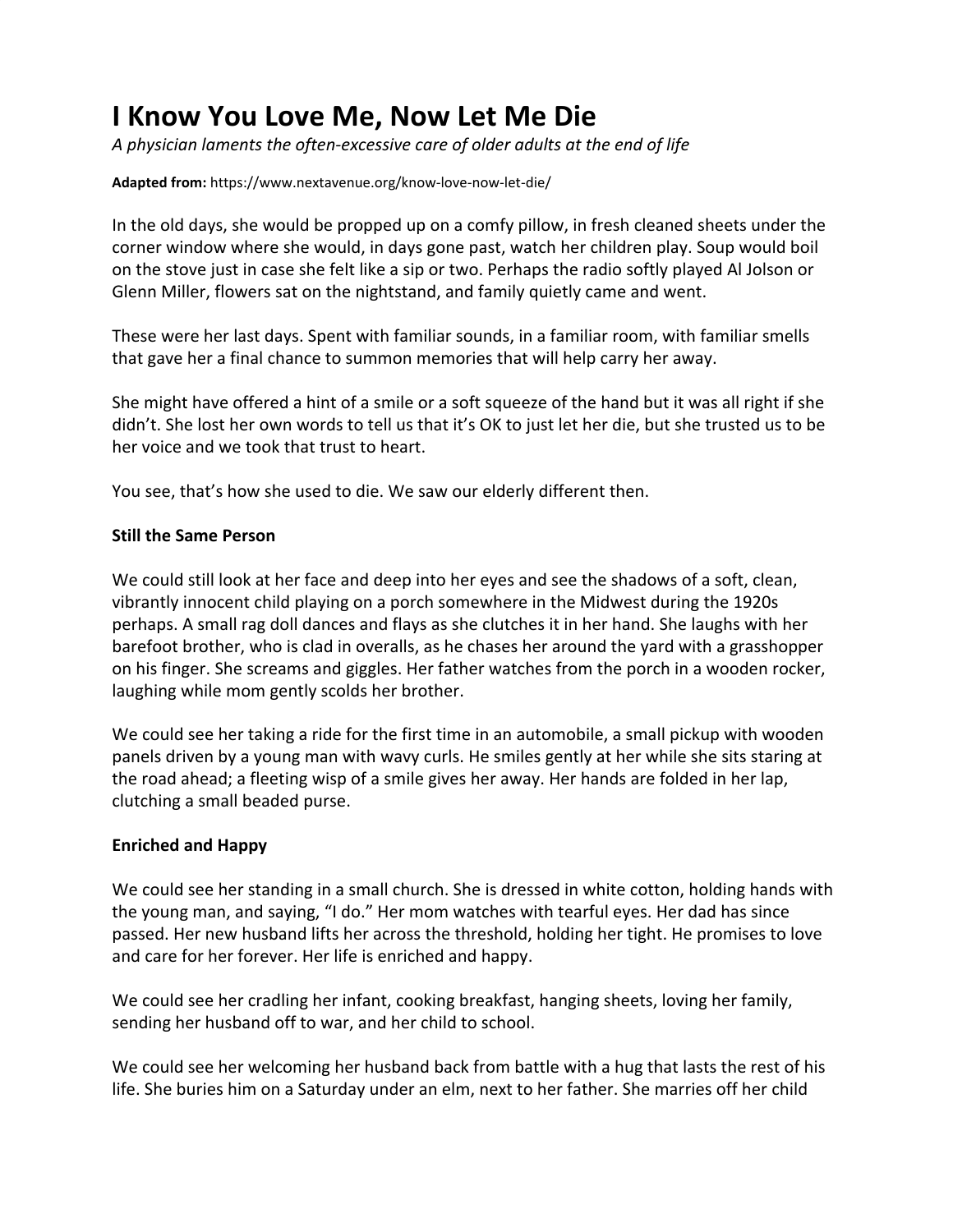# I Know You Love Me, Now Let Me Die

*A physician laments the often-excessive care of older adults at the end of life*

**Adapted from:** https://www.nextavenue.org/know-love-now-let-die/

In the old days, she would be propped up on a comfy pillow, in fresh cleaned sheets under the corner window where she would, in days gone past, watch her children play. Soup would boil on the stove just in case she felt like a sip or two. Perhaps the radio softly played Al Jolson or Glenn Miller, flowers sat on the nightstand, and family quietly came and went.

These were her last days. Spent with familiar sounds, in a familiar room, with familiar smells that gave her a final chance to summon memories that will help carry her away.

She might have offered a hint of a smile or a soft squeeze of the hand but it was all right if she didn't. She lost her own words to tell us that it's OK to just let her die, but she trusted us to be her voice and we took that trust to heart.

You see, that's how she used to die. We saw our elderly different then.

**Still the Same Person**

We could still look at her face and deep into her eyes and see the shadows of a soft, clean, vibrantly innocent child playing on a porch somewhere in the Midwest during the 1920s perhaps. A small rag doll dances and flays as she clutches it in her hand. She laughs with her barefoot brother, who is clad in overalls, as he chases her around the yard with a grasshopper on his finger. She screams and giggles. Her father watches from the porch in a wooden rocker, laughing while mom gently scolds her brother.

We could see her taking a ride for the first time in an automobile, a small pickup with wooden panels driven by a young man with wavy curls. He smiles gently at her while she sits staring at the road ahead; a fleeting wisp of a smile gives her away. Her hands are folded in her lap, clutching a small beaded purse.

**Enriched and Happy**

We could see her standing in a small church. She is dressed in white cotton, holding hands with the young man, and saying, "I do." Her mom watches with tearful eyes. Her dad has since passed. Her new husband lifts her across the threshold, holding her tight. He promises to love and care for her forever. Her life is enriched and happy.

We could see her cradling her infant, cooking breakfast, hanging sheets, loving her family, sending her husband off to war, and her child to school.

We could see her welcoming her husband back from battle with a hug that lasts the rest of his life. She buries him on a Saturday under an elm, next to her father. She marries off her child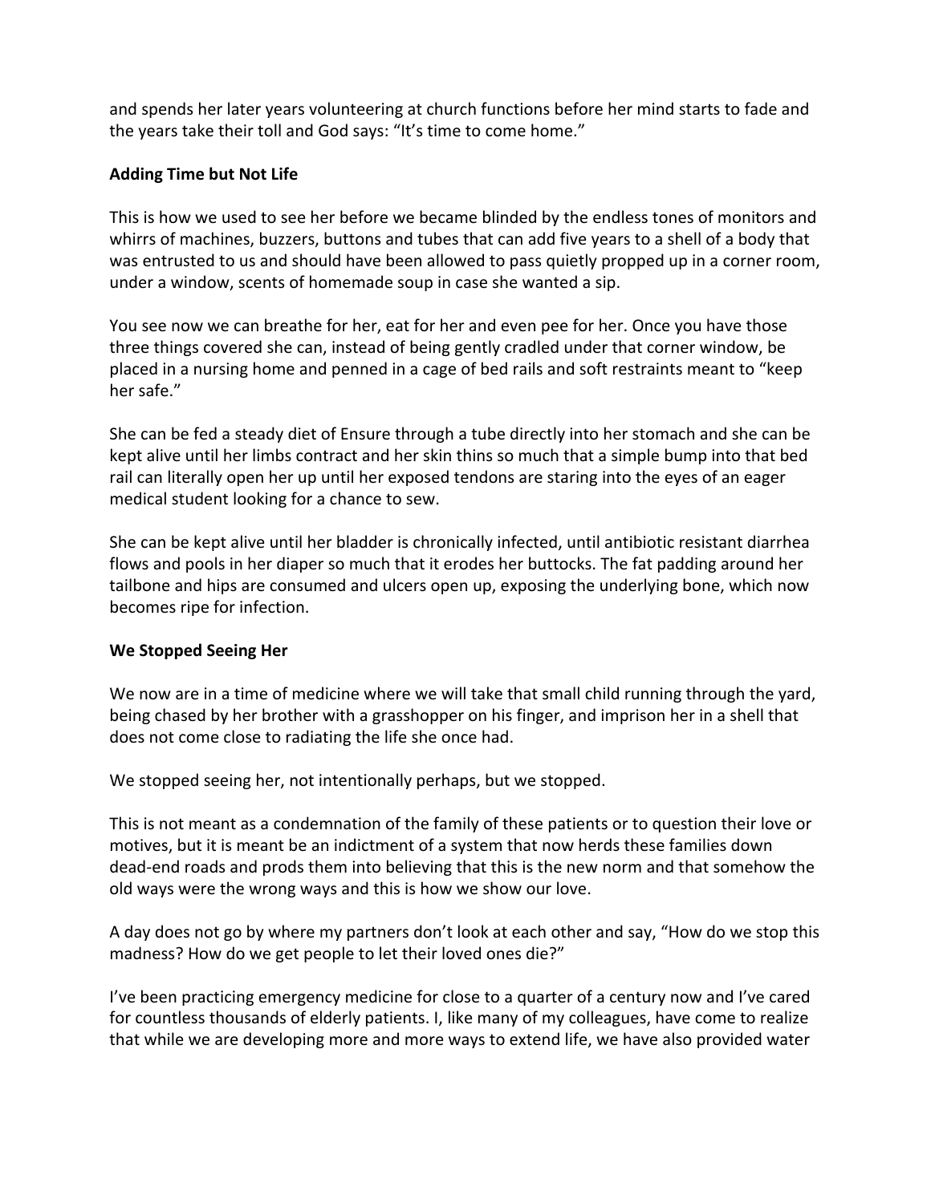and spends her later years volunteering at church functions before her mind starts to fade and the years take their toll and God says: "It's time to come home."

**Adding Time but Not Life**

This is how we used to see her before we became blinded by the endless tones of monitors and whirrs of machines, buzzers, buttons and tubes that can add five years to a shell of a body that was entrusted to us and should have been allowed to pass quietly propped up in a corner room, under a window, scents of homemade soup in case she wanted a sip.

You see now we can breathe for her, eat for her and even pee for her. Once you have those three things covered she can, instead of being gently cradled under that corner window, be placed in a nursing home and penned in a cage of bed rails and soft restraints meant to "keep her safe."

She can be fed a steady diet of Ensure through a tube directly into her stomach and she can be kept alive until her limbs contract and her skin thins so much that a simple bump into that bed rail can literally open her up until her exposed tendons are staring into the eyes of an eager medical student looking for a chance to sew.

She can be kept alive until her bladder is chronically infected, until antibiotic resistant diarrhea flows and pools in her diaper so much that it erodes her buttocks. The fat padding around her tailbone and hips are consumed and ulcers open up, exposing the underlying bone, which now becomes ripe for infection.

**We Stopped Seeing Her**

We now are in a time of medicine where we will take that small child running through the yard, being chased by her brother with a grasshopper on his finger, and imprison her in a shell that does not come close to radiating the life she once had.

We stopped seeing her, not intentionally perhaps, but we stopped.

This is not meant as a condemnation of the family of these patients or to question their love or motives, but it is meant be an indictment of a system that now herds these families down dead-end roads and prods them into believing that this is the new norm and that somehow the old ways were the wrong ways and this is how we show our love.

A day does not go by where my partners don't look at each other and say, "How do we stop this madness? How do we get people to let their loved ones die?"

I've been practicing emergency medicine for close to a quarter of a century now and I've cared for countless thousands of elderly patients. I, like many of my colleagues, have come to realize that while we are developing more and more ways to extend life, we have also provided water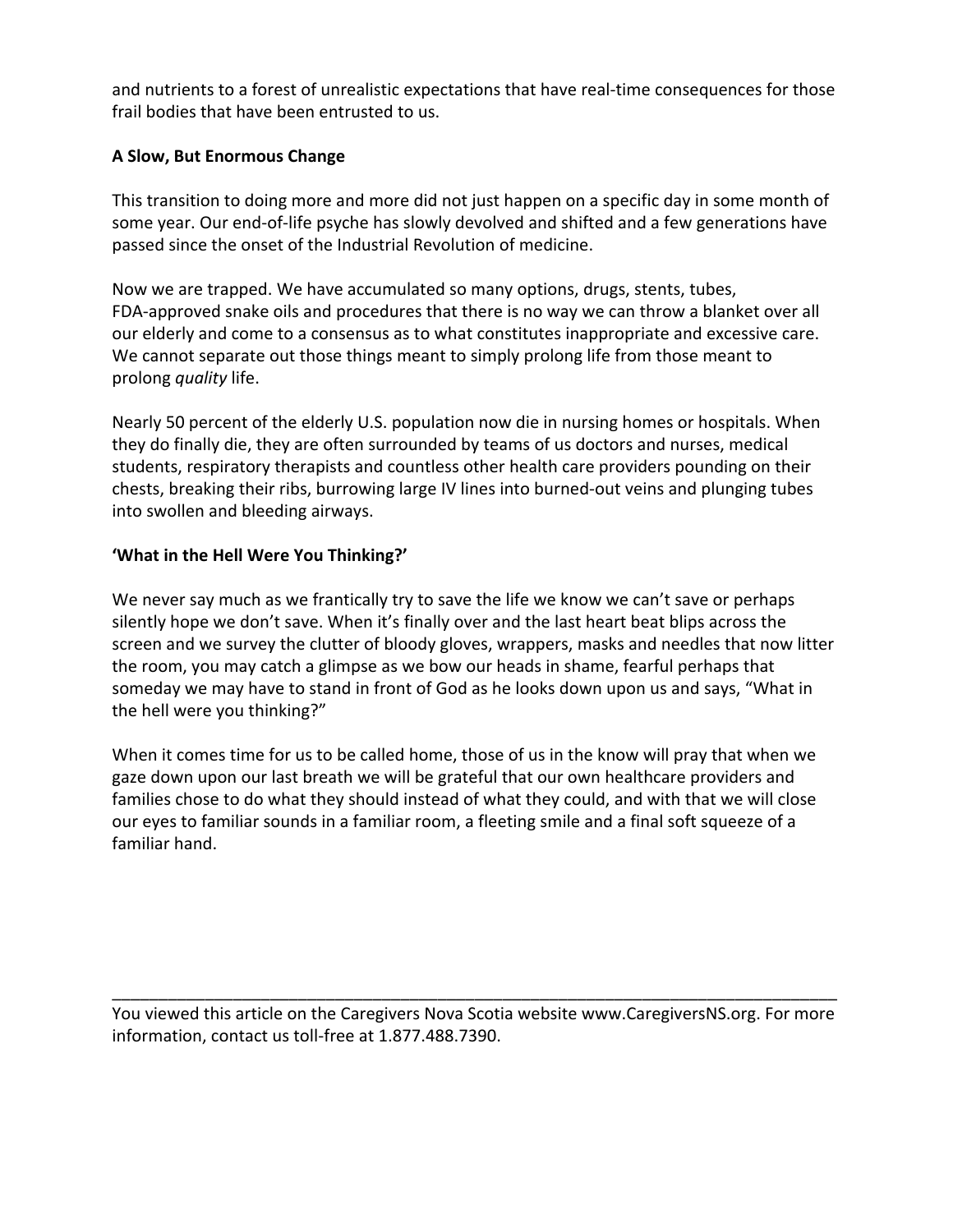and nutrients to a forest of unrealistic expectations that have real-time consequences for those frail bodies that have been entrusted to us.

**A Slow, But Enormous Change**

This transition to doing more and more did not just happen on a specific day in some month of some year. Our end-of-life psyche has slowly devolved and shifted and a few generations have passed since the onset of the Industrial Revolution of medicine.

Now we are trapped. We have accumulated so many options, drugs, stents, tubes, FDA-approved snake oils and procedures that there is no way we can throw a blanket over all our elderly and come to a consensus as to what constitutes inappropriate and excessive care. We cannot separate out those things meant to simply prolong life from those meant to prolong *quality* life.

Nearly 50 percent of the elderly U.S. population now die in nursing homes or hospitals. When they do finally die, they are often surrounded by teams of us doctors and nurses, medical students, respiratory therapists and countless other health care providers pounding on their chests, breaking their ribs, burrowing large IV lines into burned-out veins and plunging tubes into swollen and bleeding airways.

**'What in the Hell Were You Thinking?'**

We never say much as we frantically try to save the life we know we can't save or perhaps silently hope we don't save. When it's finally over and the last heart beat blips across the screen and we survey the clutter of bloody gloves, wrappers, masks and needles that now litter the room, you may catch a glimpse as we bow our heads in shame, fearful perhaps that someday we may have to stand in front of God as he looks down upon us and says, "What in the hell were you thinking?"

When it comes time for us to be called home, those of us in the know will pray that when we gaze down upon our last breath we will be grateful that our own healthcare providers and families chose to do what they should instead of what they could, and with that we will close our eyes to familiar sounds in a familiar room, a fleeting smile and a final soft squeeze of a familiar hand.

---

You viewed this article on the Caregivers Nova Scotia website www.CaregiversNS.org. For more information, contact us toll-free at 1.877.488.7390.